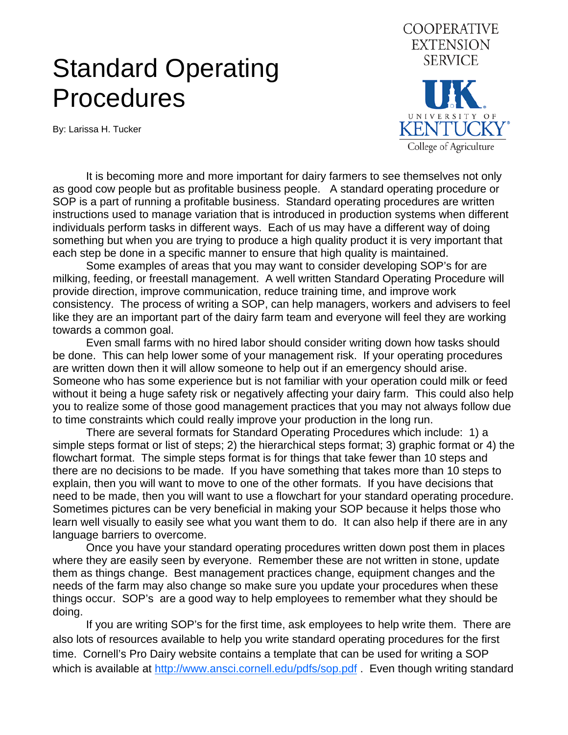# Standard Operating Procedures

By: Larissa H. Tucker

COOPERATIVE EXTENSION SERVICE

UNIVERSITY OF KENTUCKY College of Agriculture

It is becoming more and more important for dairy farmers to see themselves not only as good cow people but as profitable business people. A standard operating procedure or SOP is a part of running a profitable business. Standard operating procedures are written instructions used to manage variation that is introduced in production systems when different individuals perform tasks in different ways. Each of us may have a different way of doing something but when you are trying to produce a high quality product it is very important that each step be done in a specific manner to ensure that high quality is maintained.

Some examples of areas that you may want to consider developing SOP's for are milking, feeding, or freestall management. A well written Standard Operating Procedure will provide direction, improve communication, reduce training time, and improve work consistency. The process of writing a SOP, can help managers, workers and advisers to feel like they are an important part of the dairy farm team and everyone will feel they are working towards a common goal.

Even small farms with no hired labor should consider writing down how tasks should be done. This can help lower some of your management risk. If your operating procedures are written down then it will allow someone to help out if an emergency should arise. Someone who has some experience but is not familiar with your operation could milk or feed without it being a huge safety risk or negatively affecting your dairy farm. This could also help you to realize some of those good management practices that you may not always follow due to time constraints which could really improve your production in the long run.

There are several formats for Standard Operating Procedures which include: 1) a simple steps format or list of steps; 2) the hierarchical steps format; 3) graphic format or 4) the flowchart format. The simple steps format is for things that take fewer than 10 steps and there are no decisions to be made. If you have something that takes more than 10 steps to explain, then you will want to move to one of the other formats. If you have decisions that need to be made, then you will want to use a flowchart for your standard operating procedure. Sometimes pictures can be very beneficial in making your SOP because it helps those who learn well visually to easily see what you want them to do. It can also help if there are in any language barriers to overcome.

Once you have your standard operating procedures written down post them in places where they are easily seen by everyone. Remember these are not written in stone, update them as things change. Best management practices change, equipment changes and the needs of the farm may also change so make sure you update your procedures when these things occur. SOP's are a good way to help employees to remember what they should be doing.

If you are writing SOP's for the first time, ask employees to help write them. There are also lots of resources available to help you write standard operating procedures for the first time. Cornell's Pro Dairy website contains a template that can be used for writing a SOP which is available at http://www.ansci.cornell.edu/pdfs/sop.pdf . Even though writing standard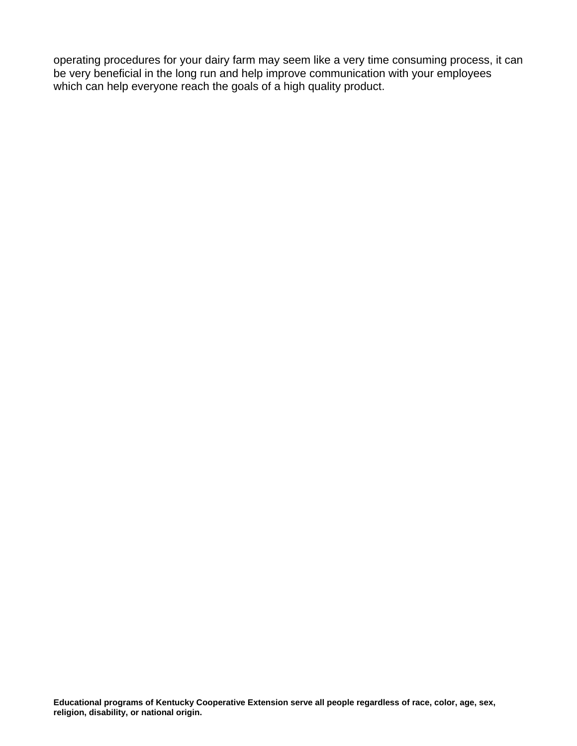operating procedures for your dairy farm may seem like a very time consuming process, it can be very beneficial in the long run and help improve communication with your employees which can help everyone reach the goals of a high quality product.

**Educational programs of Kentucky Cooperative Extension serve all people regardless of race, color, age, sex, religion, disability, or national origin.**